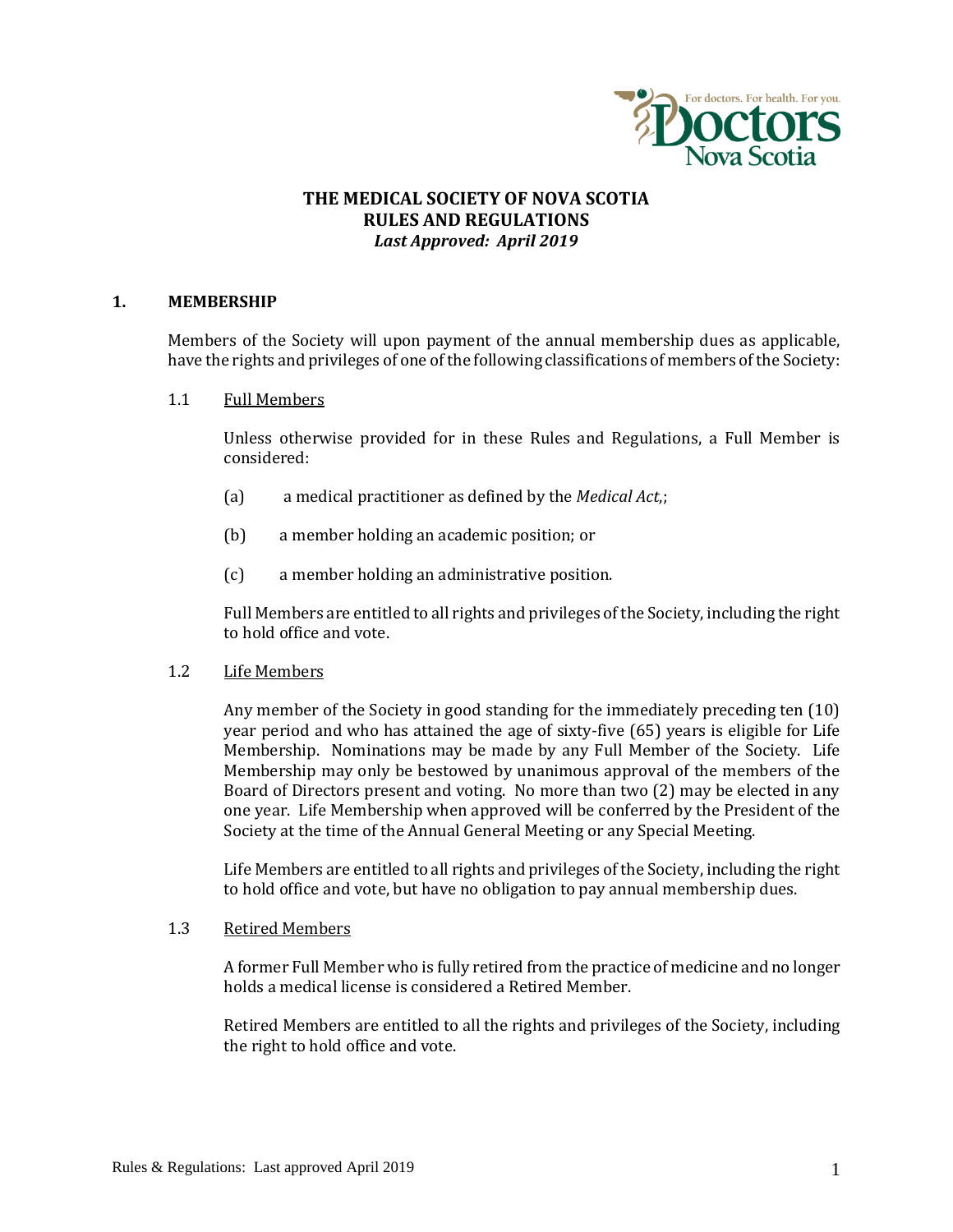# THE MEDICAL SOCIETY OF NOVA SCOTIA
# RULES AND REGULATIONS
***Last Approved: April 2019***

## 1. MEMBERSHIP

Members of the Society will upon payment of the annual membership dues as applicable, have the rights and privileges of one of the following classifications of members of the Society:

### 1.1 Full Members

Unless otherwise provided for in these Rules and Regulations, a Full Member is considered:

(a) a medical practitioner as defined by the *Medical Act*,;

(b) a member holding an academic position; or

(c) a member holding an administrative position.

Full Members are entitled to all rights and privileges of the Society, including the right to hold office and vote.

### 1.2 Life Members

Any member of the Society in good standing for the immediately preceding ten (10) year period and who has attained the age of sixty-five (65) years is eligible for Life Membership. Nominations may be made by any Full Member of the Society. Life Membership may only be bestowed by unanimous approval of the members of the Board of Directors present and voting. No more than two (2) may be elected in any one year. Life Membership when approved will be conferred by the President of the Society at the time of the Annual General Meeting or any Special Meeting.

Life Members are entitled to all rights and privileges of the Society, including the right to hold office and vote, but have no obligation to pay annual membership dues.

### 1.3 Retired Members

A former Full Member who is fully retired from the practice of medicine and no longer holds a medical license is considered a Retired Member.

Retired Members are entitled to all the rights and privileges of the Society, including the right to hold office and vote.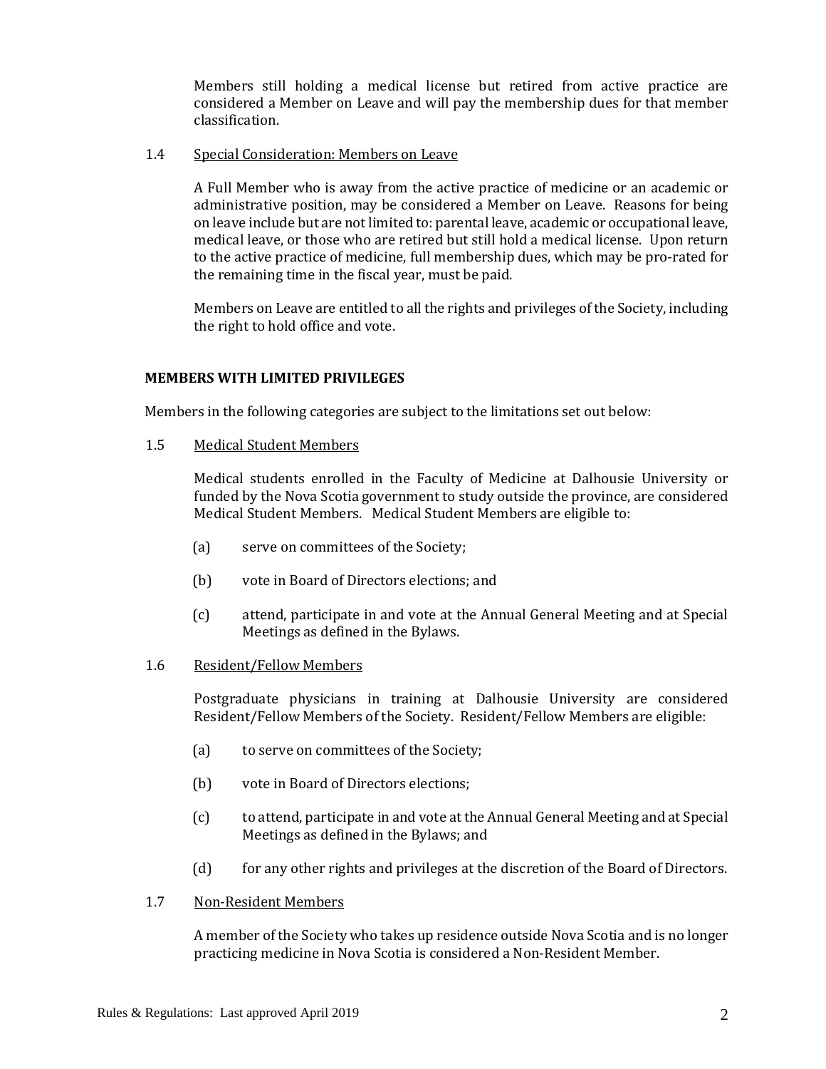Members still holding a medical license but retired from active practice are considered a Member on Leave and will pay the membership dues for that member classification.

1.4 Special Consideration: Members on Leave

A Full Member who is away from the active practice of medicine or an academic or administrative position, may be considered a Member on Leave. Reasons for being on leave include but are not limited to: parental leave, academic or occupational leave, medical leave, or those who are retired but still hold a medical license. Upon return to the active practice of medicine, full membership dues, which may be pro-rated for the remaining time in the fiscal year, must be paid.

Members on Leave are entitled to all the rights and privileges of the Society, including the right to hold office and vote.

**MEMBERS WITH LIMITED PRIVILEGES**

Members in the following categories are subject to the limitations set out below:

1.5 Medical Student Members

Medical students enrolled in the Faculty of Medicine at Dalhousie University or funded by the Nova Scotia government to study outside the province, are considered Medical Student Members. Medical Student Members are eligible to:

(a) serve on committees of the Society;

(b) vote in Board of Directors elections; and

(c) attend, participate in and vote at the Annual General Meeting and at Special Meetings as defined in the Bylaws.

1.6 Resident/Fellow Members

Postgraduate physicians in training at Dalhousie University are considered Resident/Fellow Members of the Society. Resident/Fellow Members are eligible:

(a) to serve on committees of the Society;

(b) vote in Board of Directors elections;

(c) to attend, participate in and vote at the Annual General Meeting and at Special Meetings as defined in the Bylaws; and

(d) for any other rights and privileges at the discretion of the Board of Directors.

1.7 Non-Resident Members

A member of the Society who takes up residence outside Nova Scotia and is no longer practicing medicine in Nova Scotia is considered a Non-Resident Member.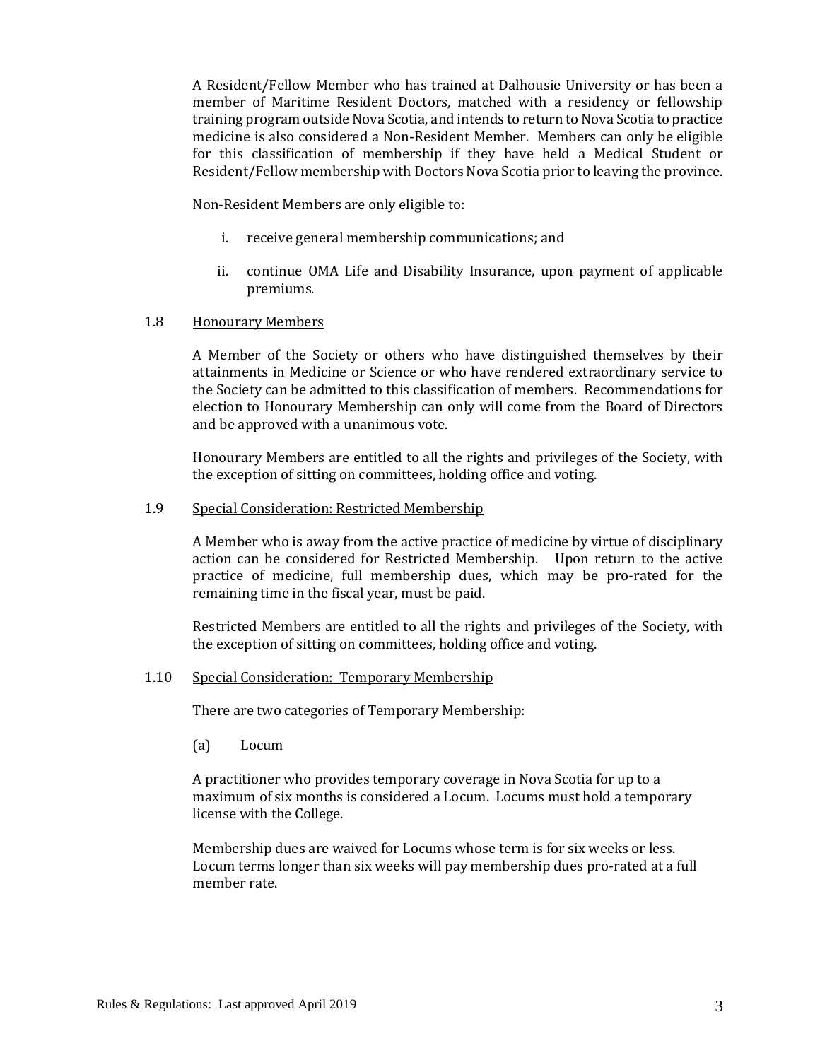A Resident/Fellow Member who has trained at Dalhousie University or has been a member of Maritime Resident Doctors, matched with a residency or fellowship training program outside Nova Scotia, and intends to return to Nova Scotia to practice medicine is also considered a Non-Resident Member. Members can only be eligible for this classification of membership if they have held a Medical Student or Resident/Fellow membership with Doctors Nova Scotia prior to leaving the province.

Non-Resident Members are only eligible to:

i. receive general membership communications; and

ii. continue OMA Life and Disability Insurance, upon payment of applicable premiums.

### 1.8 Honourary Members

A Member of the Society or others who have distinguished themselves by their attainments in Medicine or Science or who have rendered extraordinary service to the Society can be admitted to this classification of members. Recommendations for election to Honourary Membership can only will come from the Board of Directors and be approved with a unanimous vote.

Honourary Members are entitled to all the rights and privileges of the Society, with the exception of sitting on committees, holding office and voting.

### 1.9 Special Consideration: Restricted Membership

A Member who is away from the active practice of medicine by virtue of disciplinary action can be considered for Restricted Membership. Upon return to the active practice of medicine, full membership dues, which may be pro-rated for the remaining time in the fiscal year, must be paid.

Restricted Members are entitled to all the rights and privileges of the Society, with the exception of sitting on committees, holding office and voting.

### 1.10 Special Consideration: Temporary Membership

There are two categories of Temporary Membership:

(a) Locum

A practitioner who provides temporary coverage in Nova Scotia for up to a maximum of six months is considered a Locum. Locums must hold a temporary license with the College.

Membership dues are waived for Locums whose term is for six weeks or less. Locum terms longer than six weeks will pay membership dues pro-rated at a full member rate.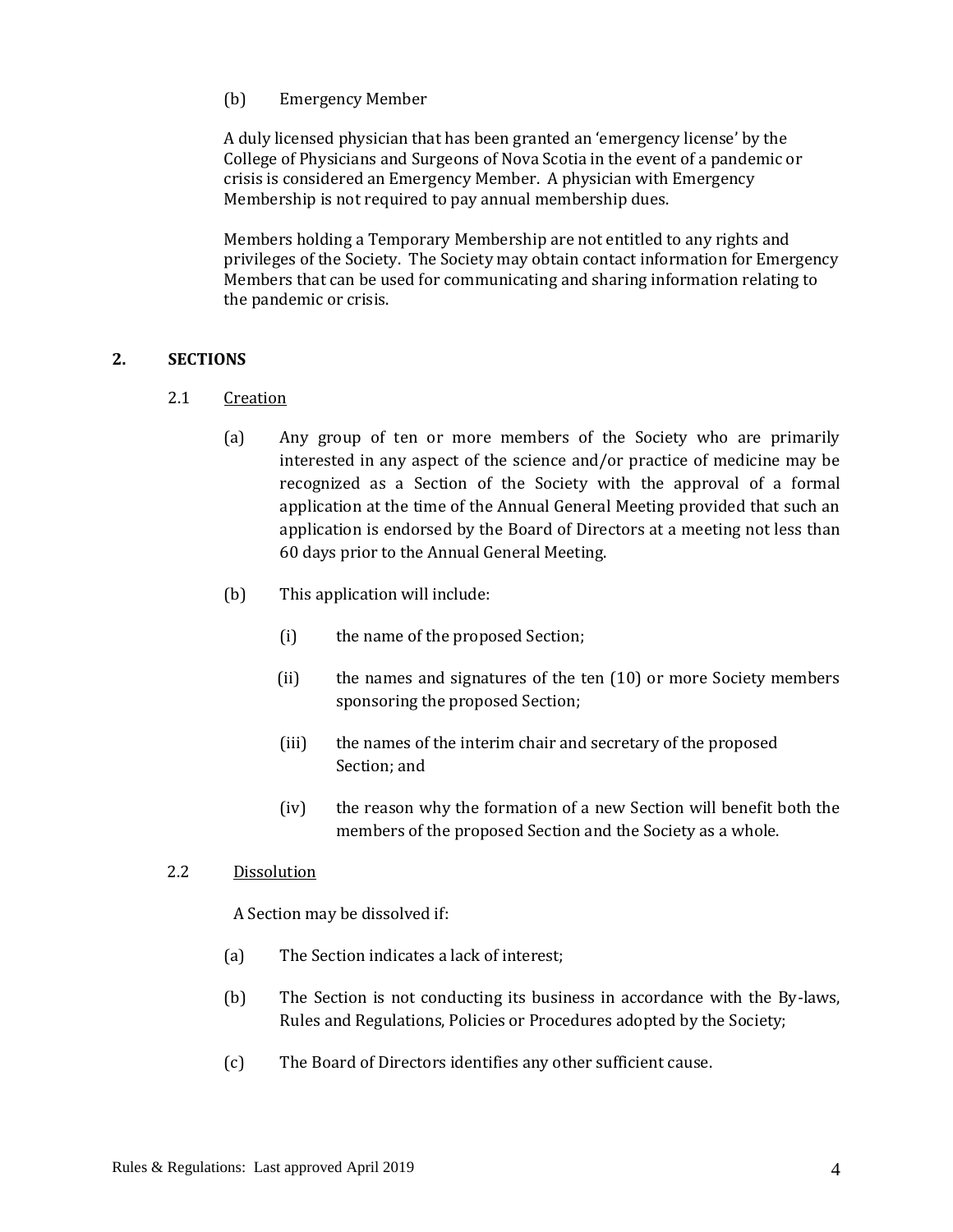(b) Emergency Member

A duly licensed physician that has been granted an 'emergency license' by the College of Physicians and Surgeons of Nova Scotia in the event of a pandemic or crisis is considered an Emergency Member. A physician with Emergency Membership is not required to pay annual membership dues.

Members holding a Temporary Membership are not entitled to any rights and privileges of the Society. The Society may obtain contact information for Emergency Members that can be used for communicating and sharing information relating to the pandemic or crisis.

## 2. SECTIONS

### 2.1 Creation

(a) Any group of ten or more members of the Society who are primarily interested in any aspect of the science and/or practice of medicine may be recognized as a Section of the Society with the approval of a formal application at the time of the Annual General Meeting provided that such an application is endorsed by the Board of Directors at a meeting not less than 60 days prior to the Annual General Meeting.

(b) This application will include:

(i) the name of the proposed Section;

(ii) the names and signatures of the ten (10) or more Society members sponsoring the proposed Section;

(iii) the names of the interim chair and secretary of the proposed Section; and

(iv) the reason why the formation of a new Section will benefit both the members of the proposed Section and the Society as a whole.

### 2.2 Dissolution

A Section may be dissolved if:

(a) The Section indicates a lack of interest;

(b) The Section is not conducting its business in accordance with the By-laws, Rules and Regulations, Policies or Procedures adopted by the Society;

(c) The Board of Directors identifies any other sufficient cause.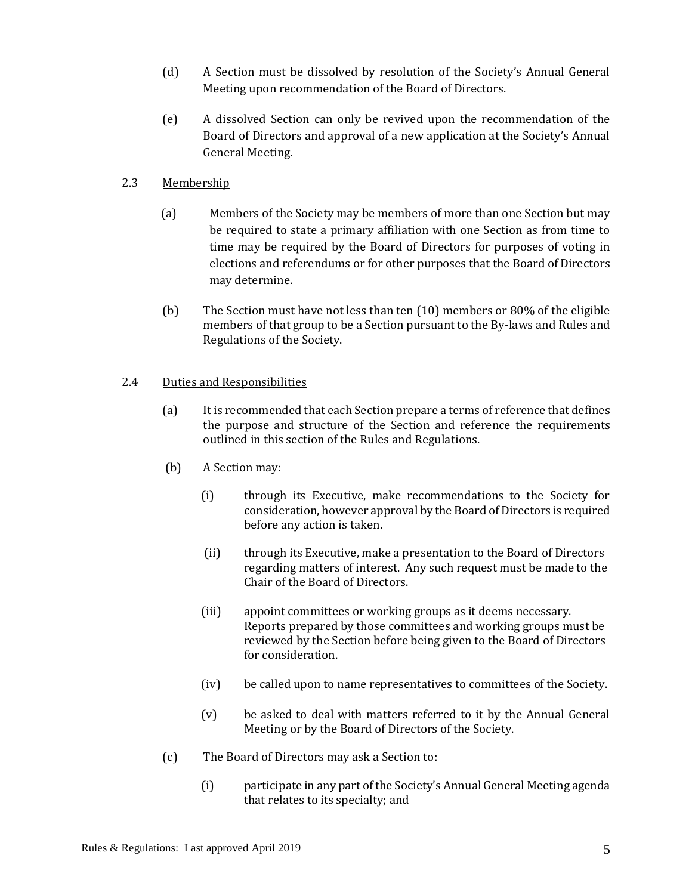(d) A Section must be dissolved by resolution of the Society's Annual General Meeting upon recommendation of the Board of Directors.

(e) A dissolved Section can only be revived upon the recommendation of the Board of Directors and approval of a new application at the Society's Annual General Meeting.

2.3 <u>Membership</u>

(a) Members of the Society may be members of more than one Section but may be required to state a primary affiliation with one Section as from time to time may be required by the Board of Directors for purposes of voting in elections and referendums or for other purposes that the Board of Directors may determine.

(b) The Section must have not less than ten (10) members or 80% of the eligible members of that group to be a Section pursuant to the By-laws and Rules and Regulations of the Society.

2.4 <u>Duties and Responsibilities</u>

(a) It is recommended that each Section prepare a terms of reference that defines the purpose and structure of the Section and reference the requirements outlined in this section of the Rules and Regulations.

(b) A Section may:

(i) through its Executive, make recommendations to the Society for consideration, however approval by the Board of Directors is required before any action is taken.

(ii) through its Executive, make a presentation to the Board of Directors regarding matters of interest. Any such request must be made to the Chair of the Board of Directors.

(iii) appoint committees or working groups as it deems necessary. Reports prepared by those committees and working groups must be reviewed by the Section before being given to the Board of Directors for consideration.

(iv) be called upon to name representatives to committees of the Society.

(v) be asked to deal with matters referred to it by the Annual General Meeting or by the Board of Directors of the Society.

(c) The Board of Directors may ask a Section to:

(i) participate in any part of the Society's Annual General Meeting agenda that relates to its specialty; and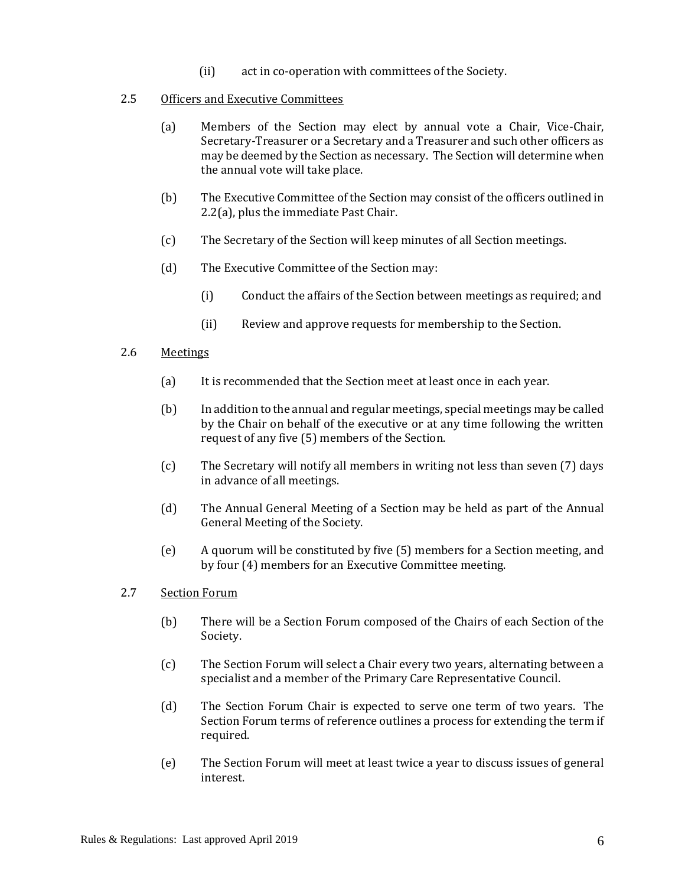(ii) act in co-operation with committees of the Society.

2.5 Officers and Executive Committees

(a) Members of the Section may elect by annual vote a Chair, Vice-Chair, Secretary-Treasurer or a Secretary and a Treasurer and such other officers as may be deemed by the Section as necessary. The Section will determine when the annual vote will take place.

(b) The Executive Committee of the Section may consist of the officers outlined in 2.2(a), plus the immediate Past Chair.

(c) The Secretary of the Section will keep minutes of all Section meetings.

(d) The Executive Committee of the Section may:

(i) Conduct the affairs of the Section between meetings as required; and

(ii) Review and approve requests for membership to the Section.

2.6 Meetings

(a) It is recommended that the Section meet at least once in each year.

(b) In addition to the annual and regular meetings, special meetings may be called by the Chair on behalf of the executive or at any time following the written request of any five (5) members of the Section.

(c) The Secretary will notify all members in writing not less than seven (7) days in advance of all meetings.

(d) The Annual General Meeting of a Section may be held as part of the Annual General Meeting of the Society.

(e) A quorum will be constituted by five (5) members for a Section meeting, and by four (4) members for an Executive Committee meeting.

2.7 Section Forum

(b) There will be a Section Forum composed of the Chairs of each Section of the Society.

(c) The Section Forum will select a Chair every two years, alternating between a specialist and a member of the Primary Care Representative Council.

(d) The Section Forum Chair is expected to serve one term of two years. The Section Forum terms of reference outlines a process for extending the term if required.

(e) The Section Forum will meet at least twice a year to discuss issues of general interest.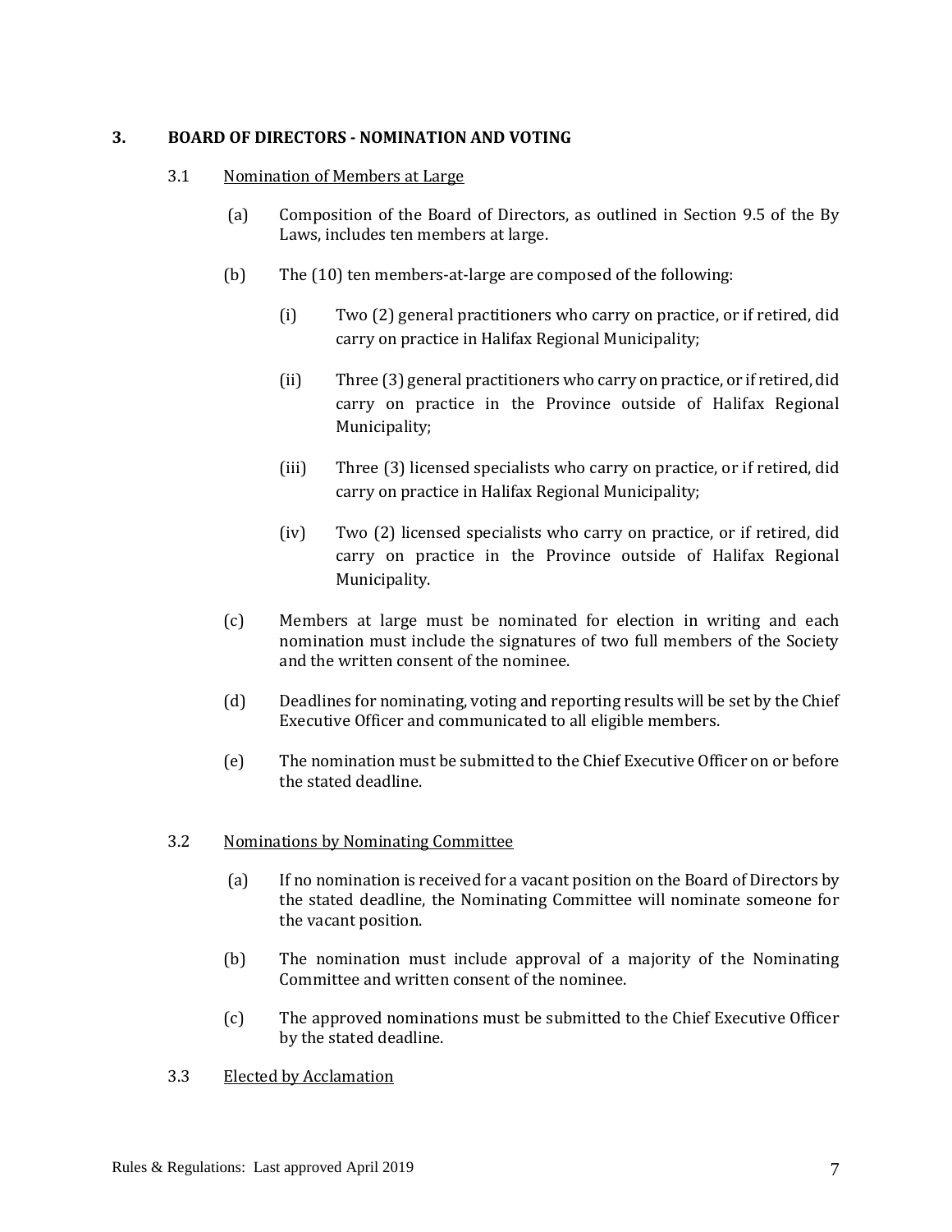## 3. BOARD OF DIRECTORS - NOMINATION AND VOTING

### 3.1 Nomination of Members at Large

(a) Composition of the Board of Directors, as outlined in Section 9.5 of the By Laws, includes ten members at large.

(b) The (10) ten members-at-large are composed of the following:

(i) Two (2) general practitioners who carry on practice, or if retired, did carry on practice in Halifax Regional Municipality;

(ii) Three (3) general practitioners who carry on practice, or if retired, did carry on practice in the Province outside of Halifax Regional Municipality;

(iii) Three (3) licensed specialists who carry on practice, or if retired, did carry on practice in Halifax Regional Municipality;

(iv) Two (2) licensed specialists who carry on practice, or if retired, did carry on practice in the Province outside of Halifax Regional Municipality.

(c) Members at large must be nominated for election in writing and each nomination must include the signatures of two full members of the Society and the written consent of the nominee.

(d) Deadlines for nominating, voting and reporting results will be set by the Chief Executive Officer and communicated to all eligible members.

(e) The nomination must be submitted to the Chief Executive Officer on or before the stated deadline.

### 3.2 Nominations by Nominating Committee

(a) If no nomination is received for a vacant position on the Board of Directors by the stated deadline, the Nominating Committee will nominate someone for the vacant position.

(b) The nomination must include approval of a majority of the Nominating Committee and written consent of the nominee.

(c) The approved nominations must be submitted to the Chief Executive Officer by the stated deadline.

### 3.3 Elected by Acclamation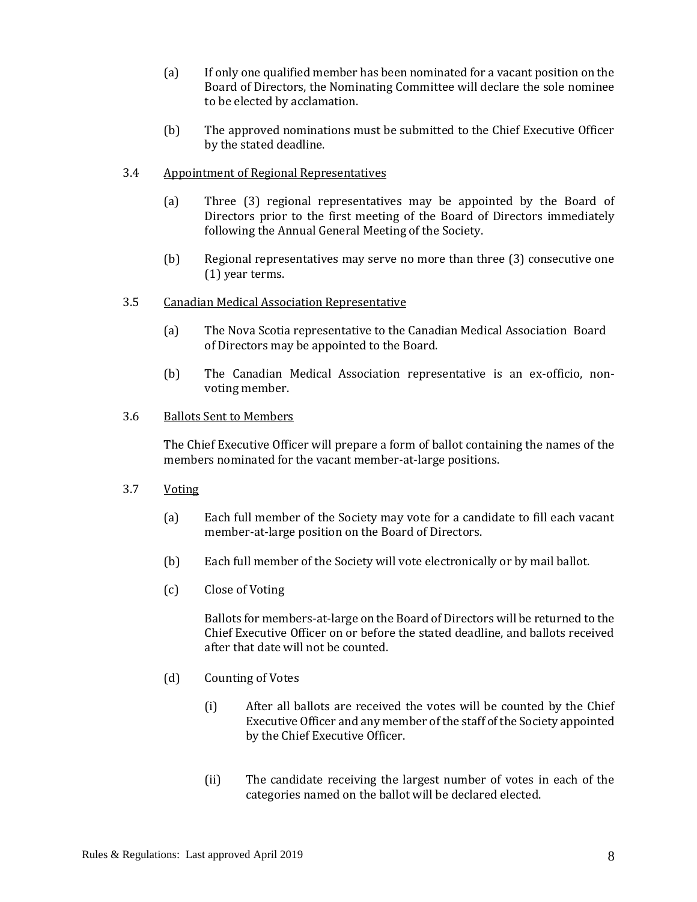(a) If only one qualified member has been nominated for a vacant position on the Board of Directors, the Nominating Committee will declare the sole nominee to be elected by acclamation.

(b) The approved nominations must be submitted to the Chief Executive Officer by the stated deadline.

3.4 Appointment of Regional Representatives

(a) Three (3) regional representatives may be appointed by the Board of Directors prior to the first meeting of the Board of Directors immediately following the Annual General Meeting of the Society.

(b) Regional representatives may serve no more than three (3) consecutive one (1) year terms.

3.5 Canadian Medical Association Representative

(a) The Nova Scotia representative to the Canadian Medical Association Board of Directors may be appointed to the Board.

(b) The Canadian Medical Association representative is an ex-officio, non-voting member.

3.6 Ballots Sent to Members

The Chief Executive Officer will prepare a form of ballot containing the names of the members nominated for the vacant member-at-large positions.

3.7 Voting

(a) Each full member of the Society may vote for a candidate to fill each vacant member-at-large position on the Board of Directors.

(b) Each full member of the Society will vote electronically or by mail ballot.

(c) Close of Voting

Ballots for members-at-large on the Board of Directors will be returned to the Chief Executive Officer on or before the stated deadline, and ballots received after that date will not be counted.

(d) Counting of Votes

(i) After all ballots are received the votes will be counted by the Chief Executive Officer and any member of the staff of the Society appointed by the Chief Executive Officer.

(ii) The candidate receiving the largest number of votes in each of the categories named on the ballot will be declared elected.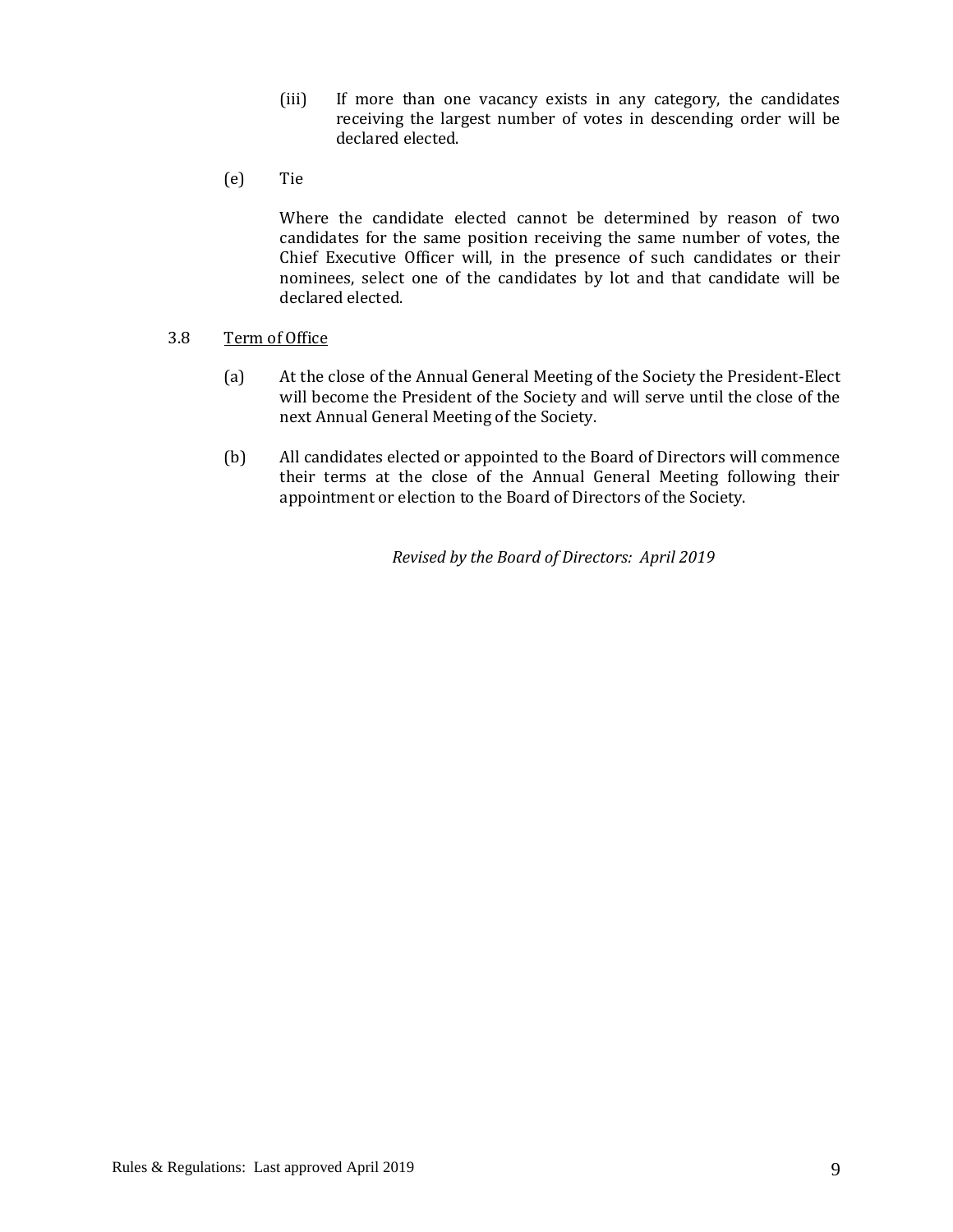(iii) If more than one vacancy exists in any category, the candidates receiving the largest number of votes in descending order will be declared elected.

(e) Tie

Where the candidate elected cannot be determined by reason of two candidates for the same position receiving the same number of votes, the Chief Executive Officer will, in the presence of such candidates or their nominees, select one of the candidates by lot and that candidate will be declared elected.

3.8 Term of Office

(a) At the close of the Annual General Meeting of the Society the President-Elect will become the President of the Society and will serve until the close of the next Annual General Meeting of the Society.

(b) All candidates elected or appointed to the Board of Directors will commence their terms at the close of the Annual General Meeting following their appointment or election to the Board of Directors of the Society.

*Revised by the Board of Directors: April 2019*